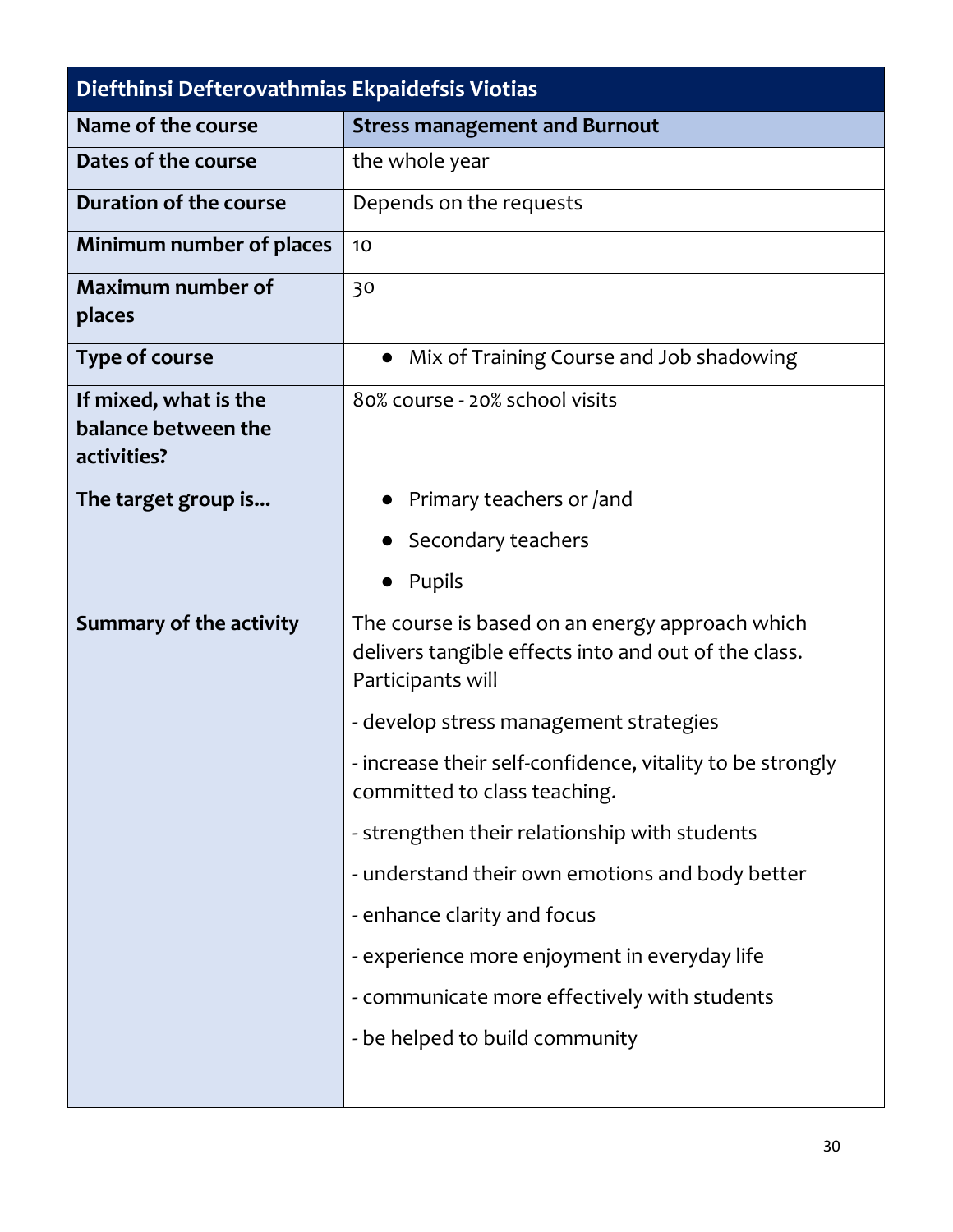| Diefthinsi Defterovathmias Ekpaidefsis Viotias | |
|---|---|
| **Name of the course** | **Stress management and Burnout** |
| **Dates of the course** | the whole year |
| **Duration of the course** | Depends on the requests |
| **Minimum number of places** | 10 |
| **Maximum number of places** | 30 |
| **Type of course** | • Mix of Training Course and Job shadowing |
| **If mixed, what is the balance between the activities?** | 80% course - 20% school visits |
| **The target group is...** | • Primary teachers or /and<br>• Secondary teachers<br>• Pupils |
| **Summary of the activity** | The course is based on an energy approach which delivers tangible effects into and out of the class. Participants will<br>- develop stress management strategies<br>- increase their self-confidence, vitality to be strongly committed to class teaching.<br>- strengthen their relationship with students<br>- understand their own emotions and body better<br>- enhance clarity and focus<br>- experience more enjoyment in everyday life<br>- communicate more effectively with students<br>- be helped to build community |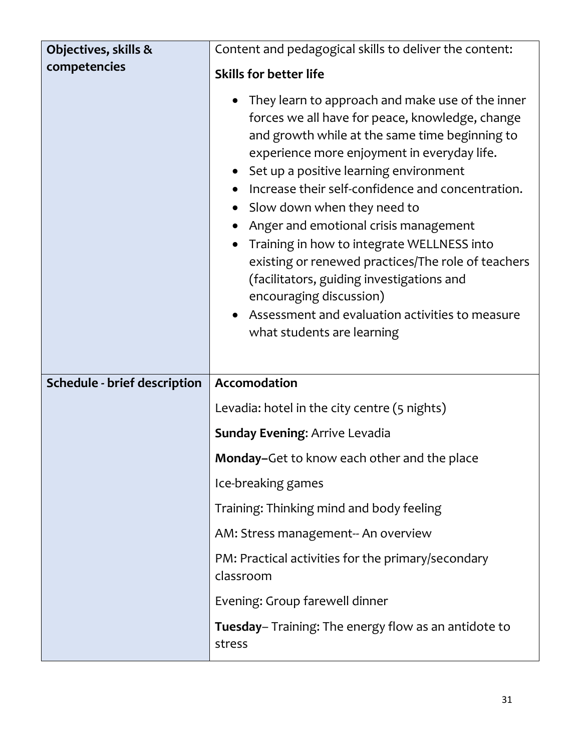| Objectives, skills & competencies | Content and pedagogical skills to deliver the content:<br>**Skills for better life**<br>• They learn to approach and make use of the inner forces we all have for peace, knowledge, change and growth while at the same time beginning to experience more enjoyment in everyday life.<br>• Set up a positive learning environment<br>• Increase their self-confidence and concentration.<br>• Slow down when they need to<br>• Anger and emotional crisis management<br>• Training in how to integrate WELLNESS into existing or renewed practices/The role of teachers (facilitators, guiding investigations and encouraging discussion)<br>• Assessment and evaluation activities to measure what students are learning |
|---|---|
| **Schedule - brief description** | **Accomodation**<br>Levadia: hotel in the city centre (5 nights)<br>**Sunday Evening**: Arrive Levadia<br>**Monday–**Get to know each other and the place<br>Ice-breaking games<br>Training: Thinking mind and body feeling<br>AM: Stress management-- An overview<br>PM: Practical activities for the primary/secondary classroom<br>Evening: Group farewell dinner<br>**Tuesday**– Training: The energy flow as an antidote to stress |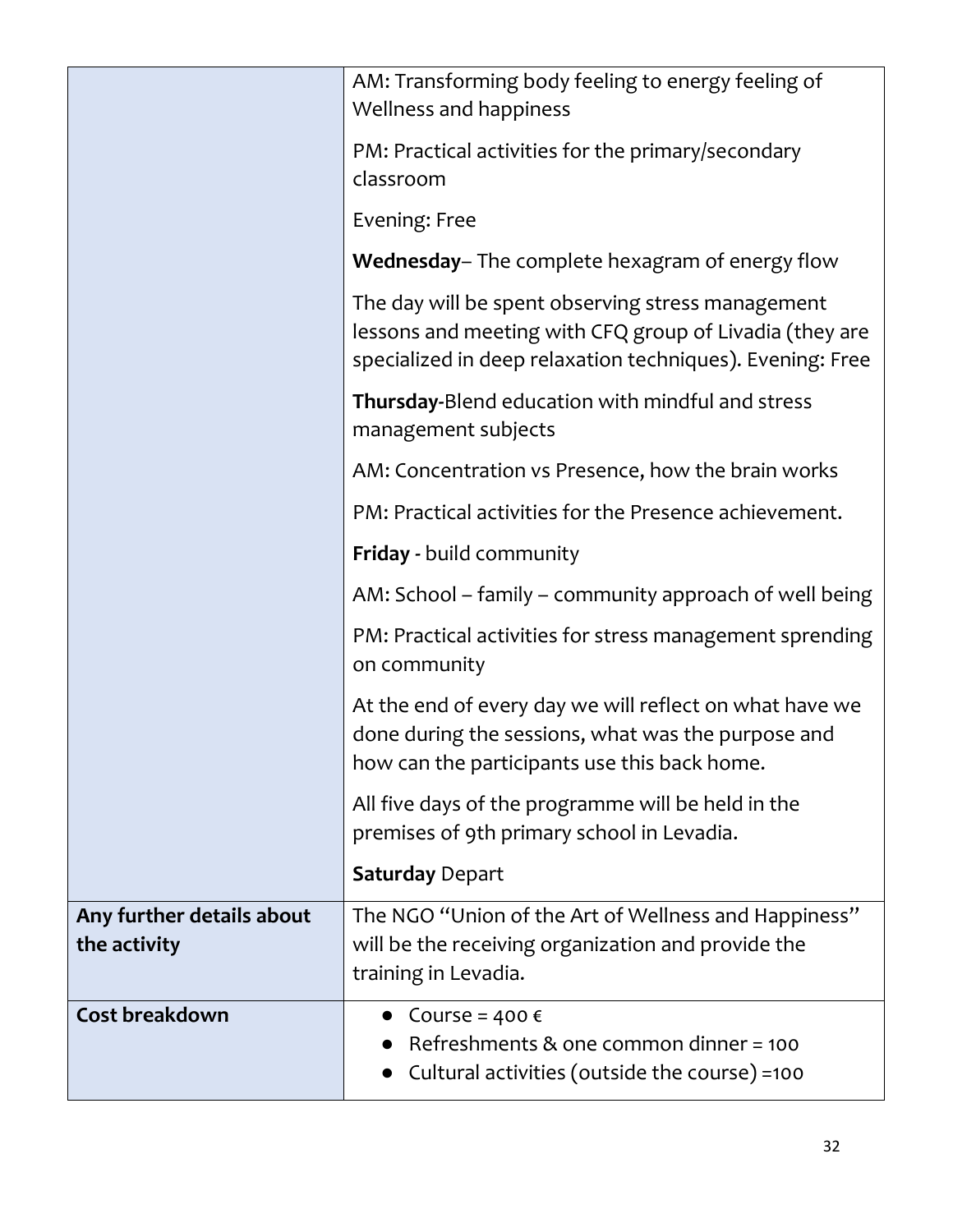| | |
|---|---|
| | AM: Transforming body feeling to energy feeling of Wellness and happiness<br><br>PM: Practical activities for the primary/secondary classroom<br><br>Evening: Free<br><br>**Wednesday**– The complete hexagram of energy flow<br><br>The day will be spent observing stress management lessons and meeting with CFQ group of Livadia (they are specialized in deep relaxation techniques). Evening: Free<br><br>**Thursday**-Blend education with mindful and stress management subjects<br><br>AM: Concentration vs Presence, how the brain works<br><br>PM: Practical activities for the Presence achievement.<br><br>**Friday** - build community<br><br>AM: School – family – community approach of well being<br><br>PM: Practical activities for stress management sprending on community<br><br>At the end of every day we will reflect on what have we done during the sessions, what was the purpose and how can the participants use this back home.<br><br>All five days of the programme will be held in the premises of 9th primary school in Levadia.<br><br>**Saturday** Depart |
| **Any further details about the activity** | The NGO "Union of the Art of Wellness and Happiness" will be the receiving organization and provide the training in Levadia. |
| **Cost breakdown** | • Course = 400 €<br>• Refreshments & one common dinner = 100<br>• Cultural activities (outside the course) =100 |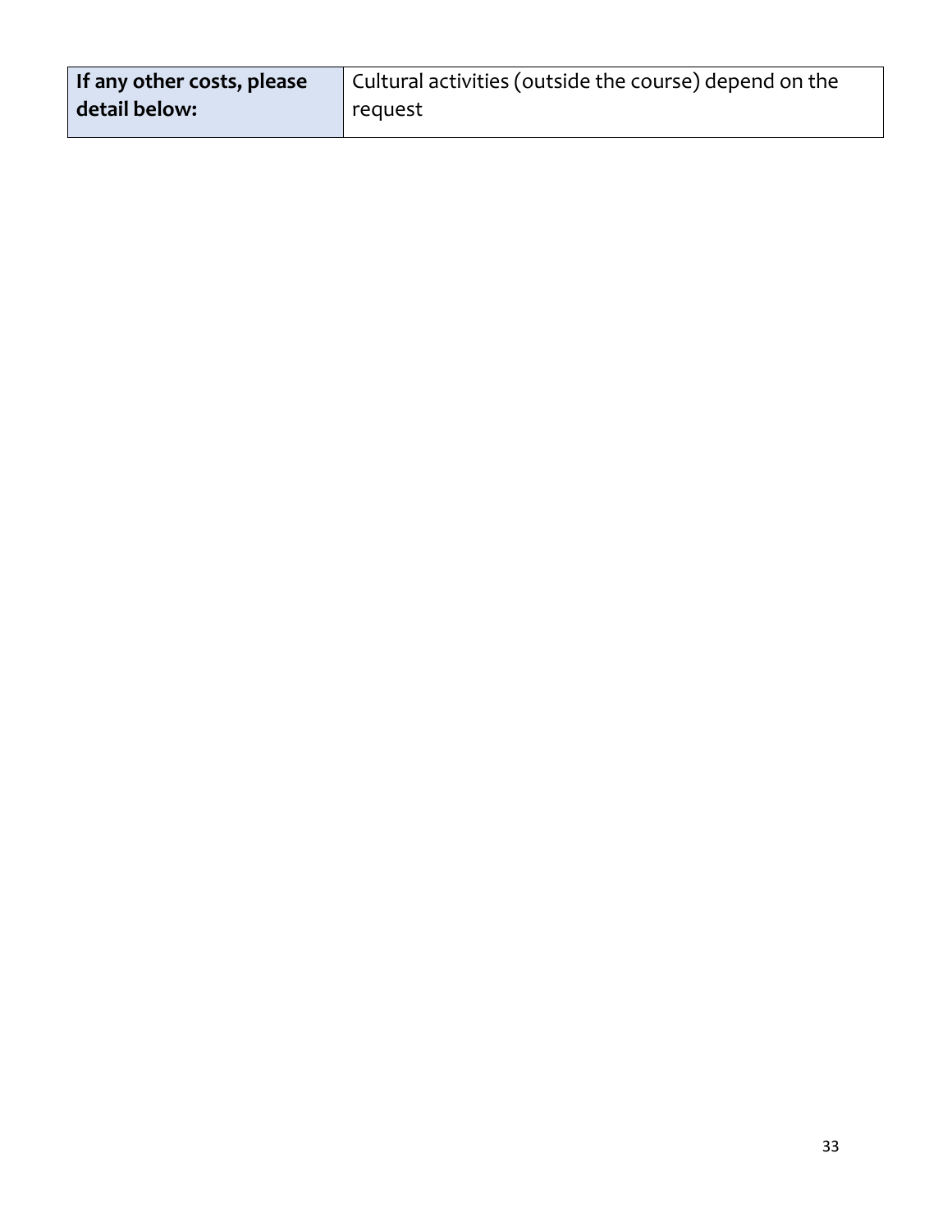| | |
|---|---|
| **If any other costs, please detail below:** | Cultural activities (outside the course) depend on the request |